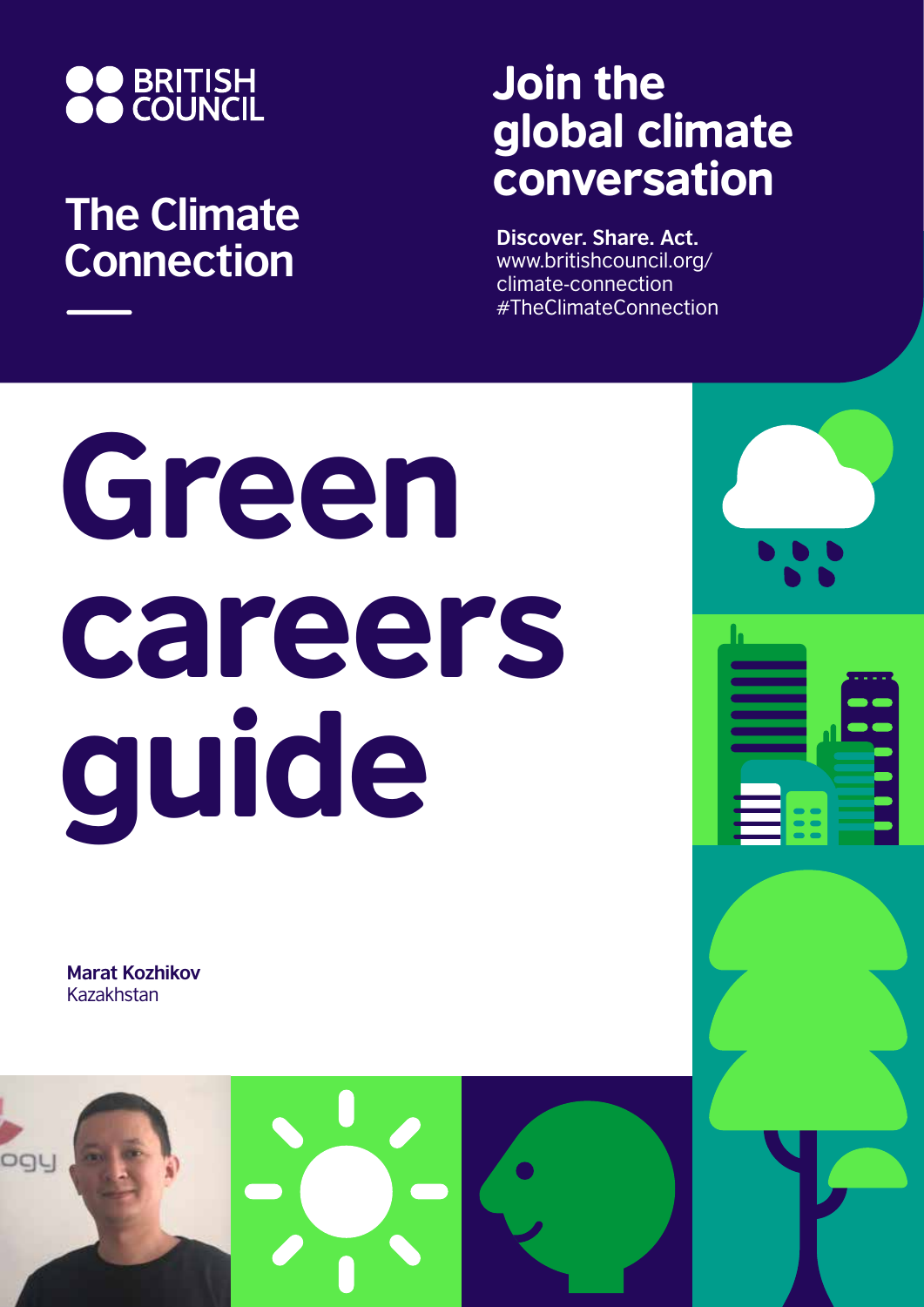BRITISH COUNCIL

## The Climate Connection

## Join the global climate conversation

**Discover. Share. Act.**
www.britishcouncil.org/climate-connection
#TheClimateConnection

# Green careers guide

**Marat Kozhikov**
Kazakhstan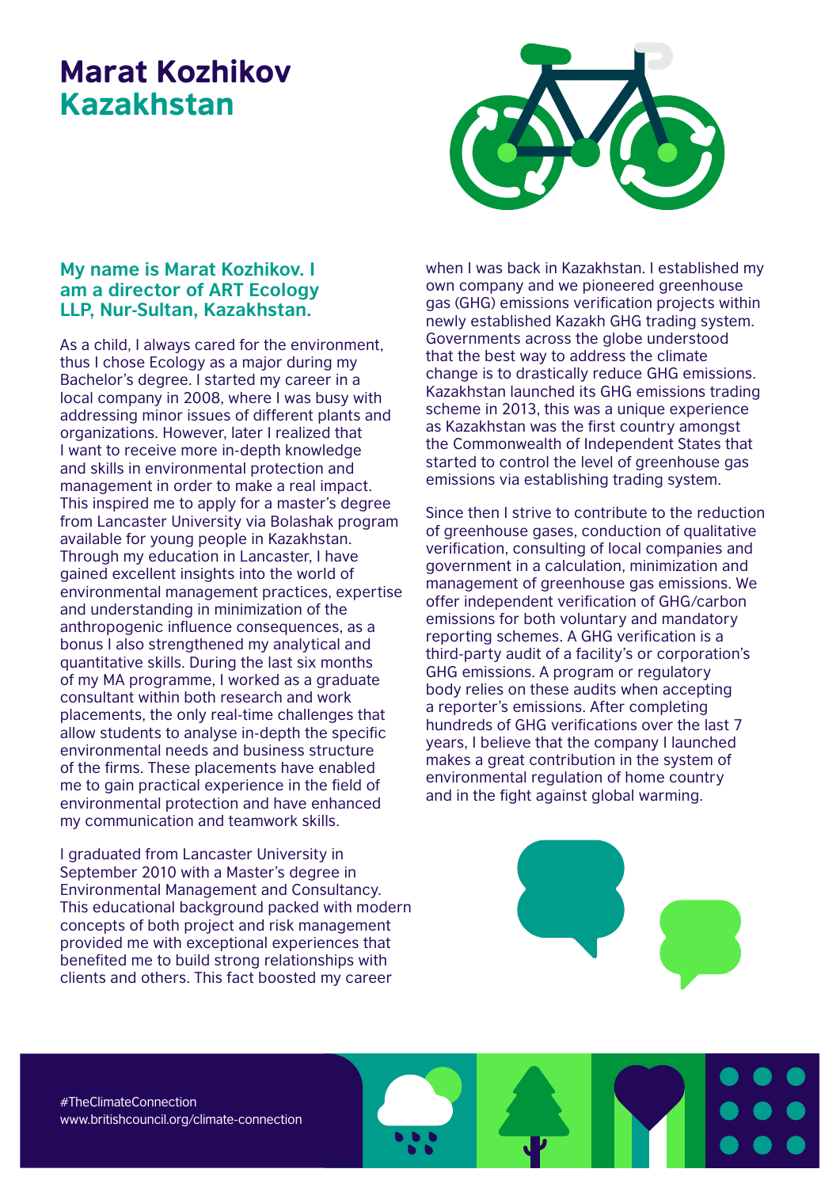# Marat Kozhikov
## Kazakhstan

### My name is Marat Kozhikov. I am a director of ART Ecology LLP, Nur-Sultan, Kazakhstan.

As a child, I always cared for the environment, thus I chose Ecology as a major during my Bachelor's degree. I started my career in a local company in 2008, where I was busy with addressing minor issues of different plants and organizations. However, later I realized that I want to receive more in-depth knowledge and skills in environmental protection and management in order to make a real impact. This inspired me to apply for a master's degree from Lancaster University via Bolashak program available for young people in Kazakhstan. Through my education in Lancaster, I have gained excellent insights into the world of environmental management practices, expertise and understanding in minimization of the anthropogenic influence consequences, as a bonus I also strengthened my analytical and quantitative skills. During the last six months of my MA programme, I worked as a graduate consultant within both research and work placements, the only real-time challenges that allow students to analyse in-depth the specific environmental needs and business structure of the firms. These placements have enabled me to gain practical experience in the field of environmental protection and have enhanced my communication and teamwork skills.

I graduated from Lancaster University in September 2010 with a Master's degree in Environmental Management and Consultancy. This educational background packed with modern concepts of both project and risk management provided me with exceptional experiences that benefited me to build strong relationships with clients and others. This fact boosted my career when I was back in Kazakhstan. I established my own company and we pioneered greenhouse gas (GHG) emissions verification projects within newly established Kazakh GHG trading system. Governments across the globe understood that the best way to address the climate change is to drastically reduce GHG emissions. Kazakhstan launched its GHG emissions trading scheme in 2013, this was a unique experience as Kazakhstan was the first country amongst the Commonwealth of Independent States that started to control the level of greenhouse gas emissions via establishing trading system.

Since then I strive to contribute to the reduction of greenhouse gases, conduction of qualitative verification, consulting of local companies and government in a calculation, minimization and management of greenhouse gas emissions. We offer independent verification of GHG/carbon emissions for both voluntary and mandatory reporting schemes. A GHG verification is a third-party audit of a facility's or corporation's GHG emissions. A program or regulatory body relies on these audits when accepting a reporter's emissions. After completing hundreds of GHG verifications over the last 7 years, I believe that the company I launched makes a great contribution in the system of environmental regulation of home country and in the fight against global warming.

#TheClimateConnection
www.britishcouncil.org/climate-connection